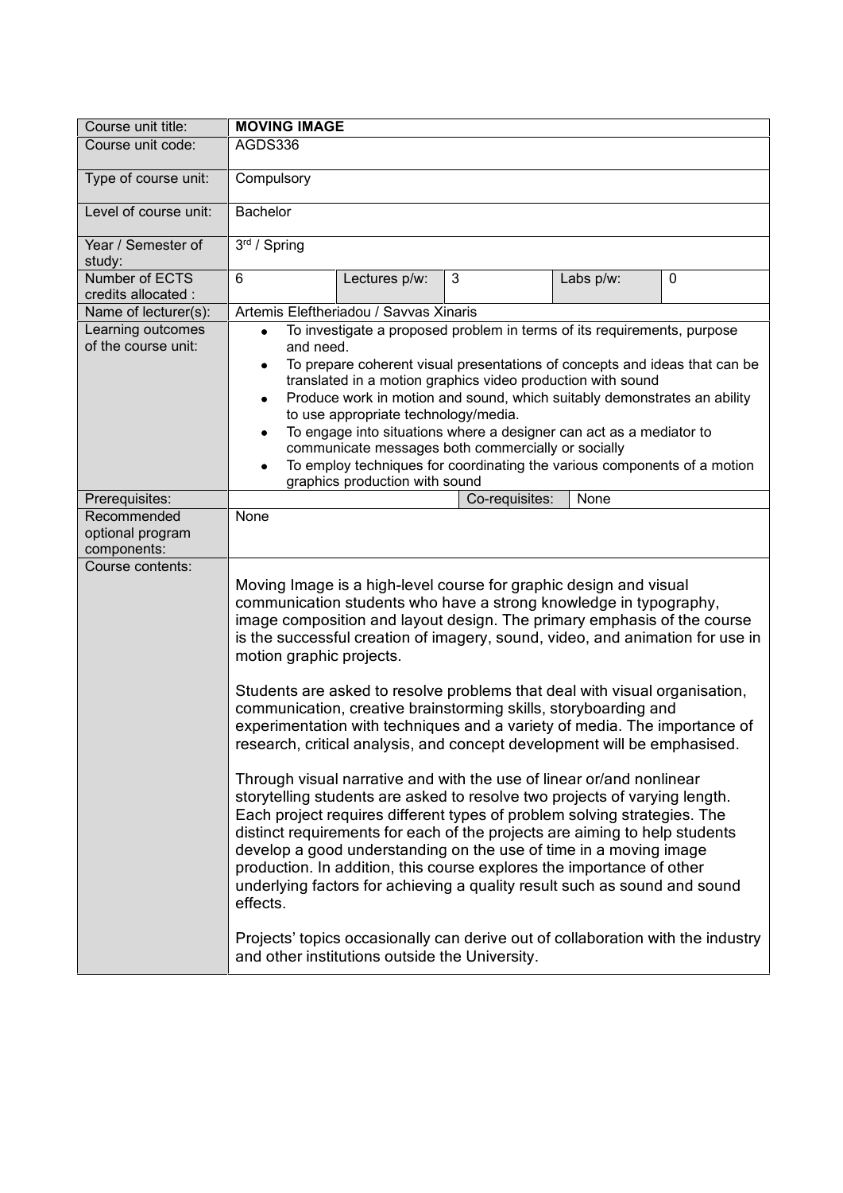| Course unit title: | **MOVING IMAGE** | | | | |
|---|---|---|---|---|---|
| Course unit code: | AGDS336 | | | | |
| Type of course unit: | Compulsory | | | | |
| Level of course unit: | Bachelor | | | | |
| Year / Semester of study: | 3rd / Spring | | | | |
| Number of ECTS credits allocated : | 6 | Lectures p/w: | 3 | Labs p/w: | 0 |
| Name of lecturer(s): | Artemis Eleftheriadou / Savvas Xinaris | | | | |
| Learning outcomes of the course unit: | • To investigate a proposed problem in terms of its requirements, purpose and need.<br>• To prepare coherent visual presentations of concepts and ideas that can be translated in a motion graphics video production with sound<br>• Produce work in motion and sound, which suitably demonstrates an ability to use appropriate technology/media.<br>• To engage into situations where a designer can act as a mediator to communicate messages both commercially or socially<br>• To employ techniques for coordinating the various components of a motion graphics production with sound | | | | |
| Prerequisites: | | | Co-requisites: | None | |
| Recommended optional program components: | None | | | | |
| Course contents: | Moving Image is a high-level course for graphic design and visual communication students who have a strong knowledge in typography, image composition and layout design. The primary emphasis of the course is the successful creation of imagery, sound, video, and animation for use in motion graphic projects.<br><br>Students are asked to resolve problems that deal with visual organisation, communication, creative brainstorming skills, storyboarding and experimentation with techniques and a variety of media. The importance of research, critical analysis, and concept development will be emphasised.<br><br>Through visual narrative and with the use of linear or/and nonlinear storytelling students are asked to resolve two projects of varying length. Each project requires different types of problem solving strategies. The distinct requirements for each of the projects are aiming to help students develop a good understanding on the use of time in a moving image production. In addition, this course explores the importance of other underlying factors for achieving a quality result such as sound and sound effects.<br><br>Projects' topics occasionally can derive out of collaboration with the industry and other institutions outside the University. | | | | |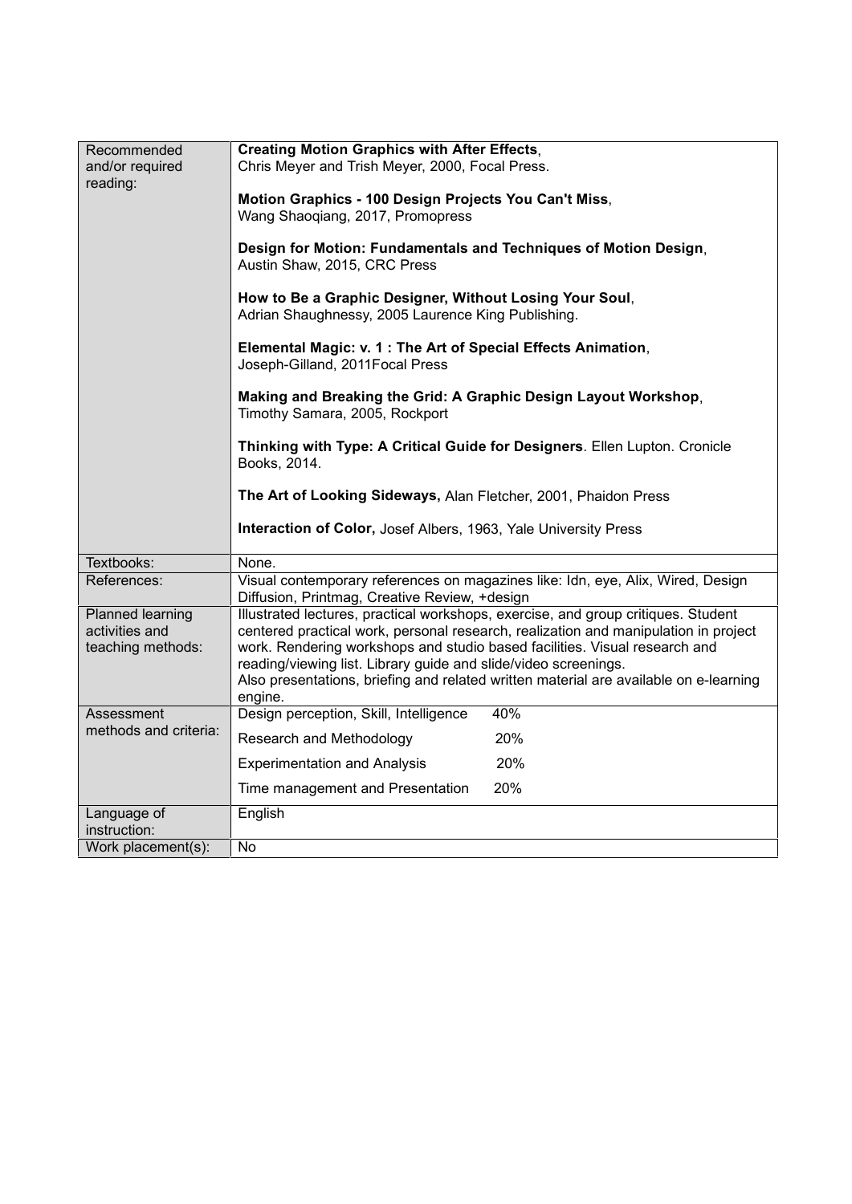| | |
|---|---|
| Recommended and/or required reading: | **Creating Motion Graphics with After Effects**, Chris Meyer and Trish Meyer, 2000, Focal Press.<br><br>**Motion Graphics - 100 Design Projects You Can't Miss**, Wang Shaoqiang, 2017, Promopress<br><br>**Design for Motion: Fundamentals and Techniques of Motion Design**, Austin Shaw, 2015, CRC Press<br><br>**How to Be a Graphic Designer, Without Losing Your Soul**, Adrian Shaughnessy, 2005 Laurence King Publishing.<br><br>**Elemental Magic: v. 1 : The Art of Special Effects Animation**, Joseph-Gilland, 2011Focal Press<br><br>**Making and Breaking the Grid: A Graphic Design Layout Workshop**, Timothy Samara, 2005, Rockport<br><br>**Thinking with Type: A Critical Guide for Designers**. Ellen Lupton. Cronicle Books, 2014.<br><br>**The Art of Looking Sideways,** Alan Fletcher, 2001, Phaidon Press<br><br>**Interaction of Color,** Josef Albers, 1963, Yale University Press |
| Textbooks: | None. |
| References: | Visual contemporary references on magazines like: Idn, eye, Alix, Wired, Design Diffusion, Printmag, Creative Review, +design |
| Planned learning activities and teaching methods: | Illustrated lectures, practical workshops, exercise, and group critiques. Student centered practical work, personal research, realization and manipulation in project work. Rendering workshops and studio based facilities. Visual research and reading/viewing list. Library guide and slide/video screenings.<br>Also presentations, briefing and related written material are available on e-learning engine. |
| Assessment methods and criteria: | Design perception, Skill, Intelligence 40%<br>Research and Methodology 20%<br>Experimentation and Analysis 20%<br>Time management and Presentation 20% |
| Language of instruction: | English |
| Work placement(s): | No |